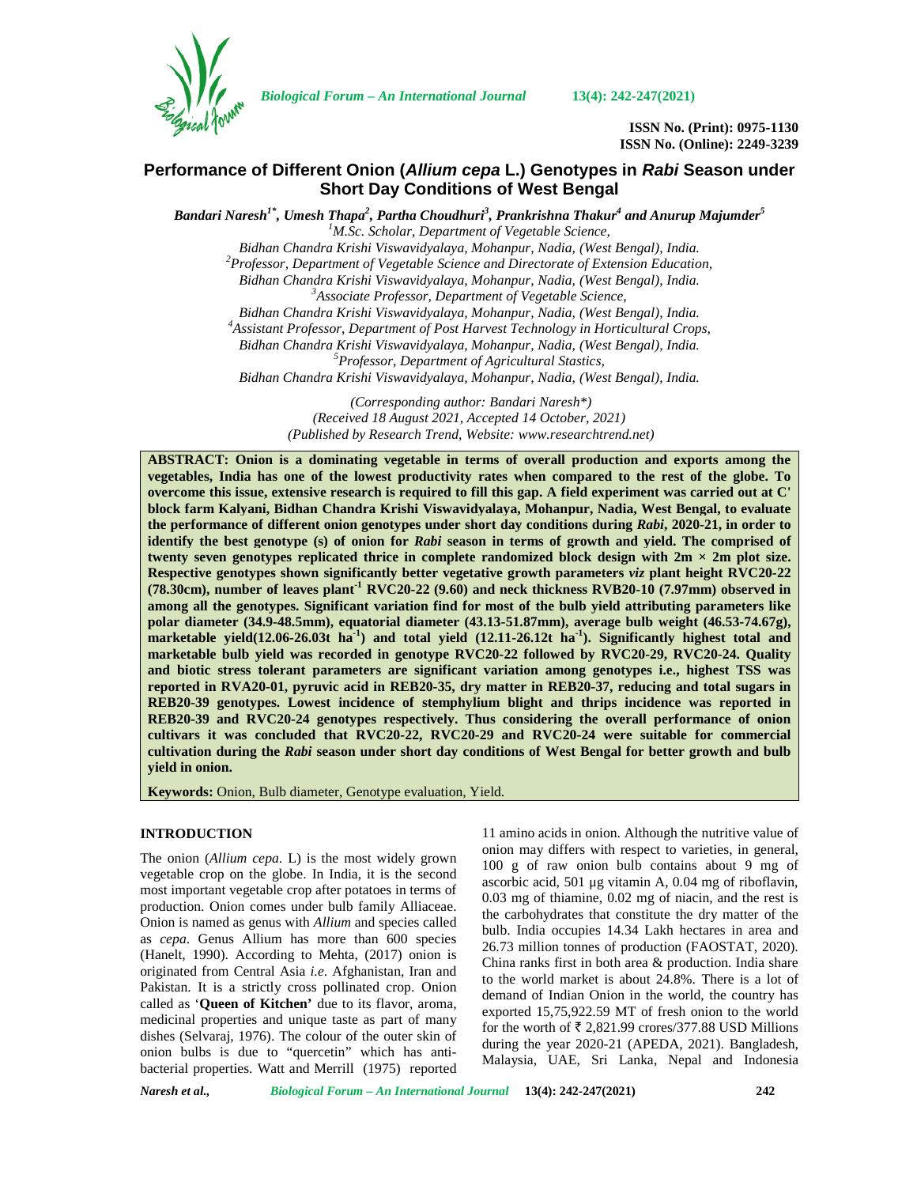# Performance of Different Onion (*Allium cepa* L.) Genotypes in *Rabi* Season under Short Day Conditions of West Bengal

***Bandari Naresh[1*], Umesh Thapa[2], Partha Choudhuri[3], Prankrishna Thakur[4] and Anurup Majumder[5]***

[1]*M.Sc. Scholar, Department of Vegetable Science, Bidhan Chandra Krishi Viswavidyalaya, Mohanpur, Nadia, (West Bengal), India.*

[2]*Professor, Department of Vegetable Science and Directorate of Extension Education, Bidhan Chandra Krishi Viswavidyalaya, Mohanpur, Nadia, (West Bengal), India.*

[3]*Associate Professor, Department of Vegetable Science, Bidhan Chandra Krishi Viswavidyalaya, Mohanpur, Nadia, (West Bengal), India.*

[4]*Assistant Professor, Department of Post Harvest Technology in Horticultural Crops, Bidhan Chandra Krishi Viswavidyalaya, Mohanpur, Nadia, (West Bengal), India.*

[5]*Professor, Department of Agricultural Stastics, Bidhan Chandra Krishi Viswavidyalaya, Mohanpur, Nadia, (West Bengal), India.*

*(Corresponding author: Bandari Naresh*)*
*(Received 18 August 2021, Accepted 14 October, 2021)*
*(Published by Research Trend, Website: www.researchtrend.net)*

**ABSTRACT: Onion is a dominating vegetable in terms of overall production and exports among the vegetables, India has one of the lowest productivity rates when compared to the rest of the globe. To overcome this issue, extensive research is required to fill this gap. A field experiment was carried out at C' block farm Kalyani, Bidhan Chandra Krishi Viswavidyalaya, Mohanpur, Nadia, West Bengal, to evaluate the performance of different onion genotypes under short day conditions during *Rabi*, 2020-21, in order to identify the best genotype (s) of onion for *Rabi* season in terms of growth and yield. The comprised of twenty seven genotypes replicated thrice in complete randomized block design with 2m × 2m plot size. Respective genotypes shown significantly better vegetative growth parameters *viz* plant height RVC20-22 (78.30cm), number of leaves plant$^{-1}$ RVC20-22 (9.60) and neck thickness RVB20-10 (7.97mm) observed in among all the genotypes. Significant variation find for most of the bulb yield attributing parameters like polar diameter (34.9-48.5mm), equatorial diameter (43.13-51.87mm), average bulb weight (46.53-74.67g), marketable yield(12.06-26.03t ha$^{-1}$) and total yield (12.11-26.12t ha$^{-1}$). Significantly highest total and marketable bulb yield was recorded in genotype RVC20-22 followed by RVC20-29, RVC20-24. Quality and biotic stress tolerant parameters are significant variation among genotypes i.e., highest TSS was reported in RVA20-01, pyruvic acid in REB20-35, dry matter in REB20-37, reducing and total sugars in REB20-39 genotypes. Lowest incidence of stemphylium blight and thrips incidence was reported in REB20-39 and RVC20-24 genotypes respectively. Thus considering the overall performance of onion cultivars it was concluded that RVC20-22, RVC20-29 and RVC20-24 were suitable for commercial cultivation during the *Rabi* season under short day conditions of West Bengal for better growth and bulb yield in onion.**

**Keywords:** Onion, Bulb diameter, Genotype evaluation, Yield.

## INTRODUCTION

The onion (*Allium cepa*. L) is the most widely grown vegetable crop on the globe. In India, it is the second most important vegetable crop after potatoes in terms of production. Onion comes under bulb family Alliaceae. Onion is named as genus with *Allium* and species called as *cepa*. Genus Allium has more than 600 species (Hanelt, 1990). According to Mehta, (2017) onion is originated from Central Asia *i.e.* Afghanistan, Iran and Pakistan. It is a strictly cross pollinated crop. Onion called as '**Queen of Kitchen'** due to its flavor, aroma, medicinal properties and unique taste as part of many dishes (Selvaraj, 1976). The colour of the outer skin of onion bulbs is due to "quercetin" which has anti-bacterial properties. Watt and Merrill (1975) reported 11 amino acids in onion. Although the nutritive value of onion may differs with respect to varieties, in general, 100 g of raw onion bulb contains about 9 mg of ascorbic acid, 501 µg vitamin A, 0.04 mg of riboflavin, 0.03 mg of thiamine, 0.02 mg of niacin, and the rest is the carbohydrates that constitute the dry matter of the bulb. India occupies 14.34 Lakh hectares in area and 26.73 million tonnes of production (FAOSTAT, 2020). China ranks first in both area & production. India share to the world market is about 24.8%. There is a lot of demand of Indian Onion in the world, the country has exported 15,75,922.59 MT of fresh onion to the world for the worth of ₹ 2,821.99 crores/377.88 USD Millions during the year 2020-21 (APEDA, 2021). Bangladesh, Malaysia, UAE, Sri Lanka, Nepal and Indonesia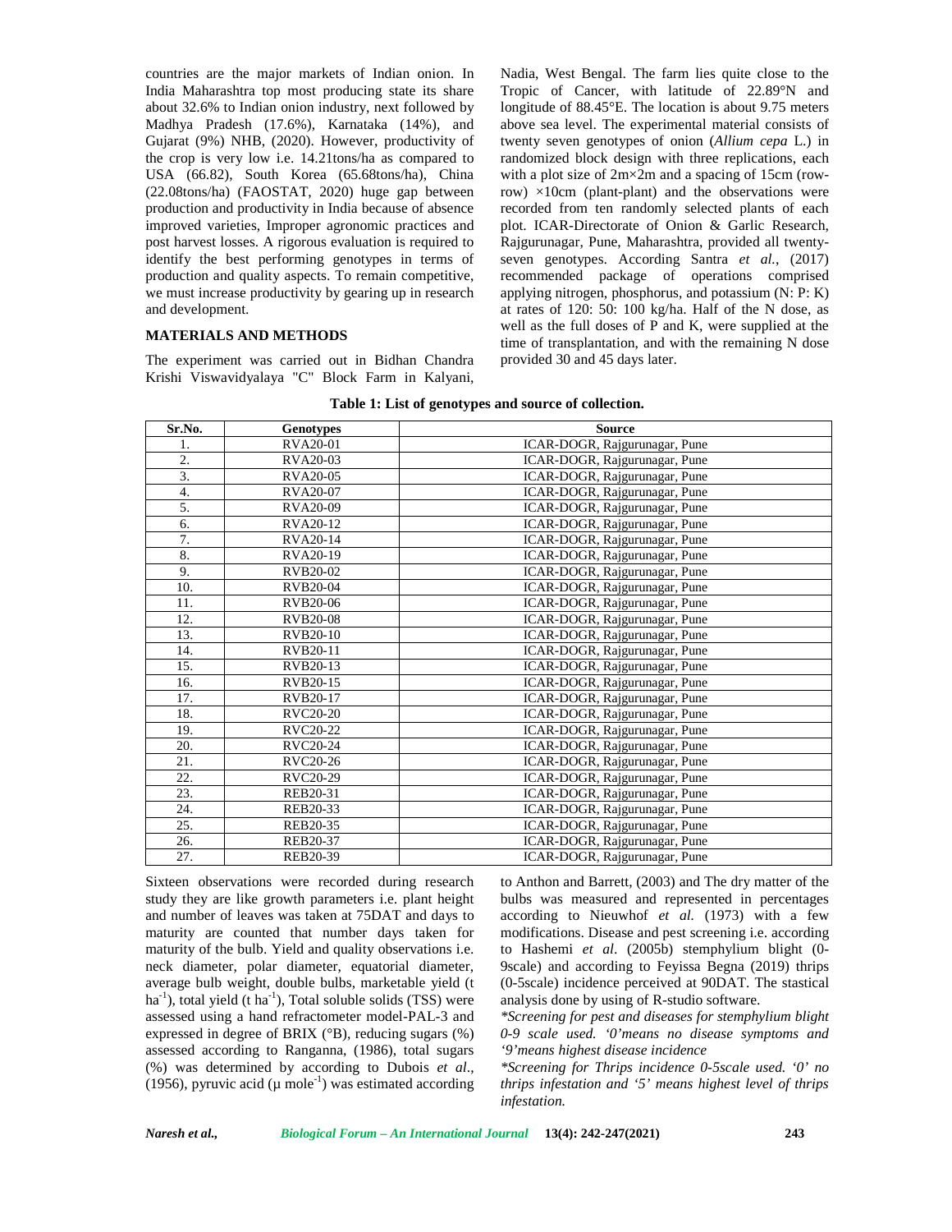countries are the major markets of Indian onion. In India Maharashtra top most producing state its share about 32.6% to Indian onion industry, next followed by Madhya Pradesh (17.6%), Karnataka (14%), and Gujarat (9%) NHB, (2020). However, productivity of the crop is very low i.e. 14.21tons/ha as compared to USA (66.82), South Korea (65.68tons/ha), China (22.08tons/ha) (FAOSTAT, 2020) huge gap between production and productivity in India because of absence improved varieties, Improper agronomic practices and post harvest losses. A rigorous evaluation is required to identify the best performing genotypes in terms of production and quality aspects. To remain competitive, we must increase productivity by gearing up in research and development.

## MATERIALS AND METHODS

The experiment was carried out in Bidhan Chandra Krishi Viswavidyalaya "C" Block Farm in Kalyani, Nadia, West Bengal. The farm lies quite close to the Tropic of Cancer, with latitude of 22.89°N and longitude of 88.45°E. The location is about 9.75 meters above sea level. The experimental material consists of twenty seven genotypes of onion (*Allium cepa* L.) in randomized block design with three replications, each with a plot size of 2m×2m and a spacing of 15cm (row-row) ×10cm (plant-plant) and the observations were recorded from ten randomly selected plants of each plot. ICAR-Directorate of Onion & Garlic Research, Rajgurunagar, Pune, Maharashtra, provided all twenty-seven genotypes. According Santra *et al.*, (2017) recommended package of operations comprised applying nitrogen, phosphorus, and potassium (N: P: K) at rates of 120: 50: 100 kg/ha. Half of the N dose, as well as the full doses of P and K, were supplied at the time of transplantation, and with the remaining N dose provided 30 and 45 days later.

**Table 1: List of genotypes and source of collection.**

| Sr.No. | Genotypes | Source |
|---|---|---|
| 1. | RVA20-01 | ICAR-DOGR, Rajgurunagar, Pune |
| 2. | RVA20-03 | ICAR-DOGR, Rajgurunagar, Pune |
| 3. | RVA20-05 | ICAR-DOGR, Rajgurunagar, Pune |
| 4. | RVA20-07 | ICAR-DOGR, Rajgurunagar, Pune |
| 5. | RVA20-09 | ICAR-DOGR, Rajgurunagar, Pune |
| 6. | RVA20-12 | ICAR-DOGR, Rajgurunagar, Pune |
| 7. | RVA20-14 | ICAR-DOGR, Rajgurunagar, Pune |
| 8. | RVA20-19 | ICAR-DOGR, Rajgurunagar, Pune |
| 9. | RVB20-02 | ICAR-DOGR, Rajgurunagar, Pune |
| 10. | RVB20-04 | ICAR-DOGR, Rajgurunagar, Pune |
| 11. | RVB20-06 | ICAR-DOGR, Rajgurunagar, Pune |
| 12. | RVB20-08 | ICAR-DOGR, Rajgurunagar, Pune |
| 13. | RVB20-10 | ICAR-DOGR, Rajgurunagar, Pune |
| 14. | RVB20-11 | ICAR-DOGR, Rajgurunagar, Pune |
| 15. | RVB20-13 | ICAR-DOGR, Rajgurunagar, Pune |
| 16. | RVB20-15 | ICAR-DOGR, Rajgurunagar, Pune |
| 17. | RVB20-17 | ICAR-DOGR, Rajgurunagar, Pune |
| 18. | RVC20-20 | ICAR-DOGR, Rajgurunagar, Pune |
| 19. | RVC20-22 | ICAR-DOGR, Rajgurunagar, Pune |
| 20. | RVC20-24 | ICAR-DOGR, Rajgurunagar, Pune |
| 21. | RVC20-26 | ICAR-DOGR, Rajgurunagar, Pune |
| 22. | RVC20-29 | ICAR-DOGR, Rajgurunagar, Pune |
| 23. | REB20-31 | ICAR-DOGR, Rajgurunagar, Pune |
| 24. | REB20-33 | ICAR-DOGR, Rajgurunagar, Pune |
| 25. | REB20-35 | ICAR-DOGR, Rajgurunagar, Pune |
| 26. | REB20-37 | ICAR-DOGR, Rajgurunagar, Pune |
| 27. | REB20-39 | ICAR-DOGR, Rajgurunagar, Pune |

Sixteen observations were recorded during research study they are like growth parameters i.e. plant height and number of leaves was taken at 75DAT and days to maturity are counted that number days taken for maturity of the bulb. Yield and quality observations i.e. neck diameter, polar diameter, equatorial diameter, average bulb weight, double bulbs, marketable yield (t $ha^{-1}$), total yield (t $ha^{-1}$), Total soluble solids (TSS) were assessed using a hand refractometer model-PAL-3 and expressed in degree of BRIX (°B), reducing sugars (%) assessed according to Ranganna, (1986), total sugars (%) was determined by according to Dubois *et al*., (1956), pyruvic acid (μ $mole^{-1}$) was estimated according to Anthon and Barrett, (2003) and The dry matter of the bulbs was measured and represented in percentages according to Nieuwhof *et al.* (1973) with a few modifications. Disease and pest screening i.e. according to Hashemi *et al*. (2005b) stemphylium blight (0-9scale) and according to Feyissa Begna (2019) thrips (0-5scale) incidence perceived at 90DAT. The stastical analysis done by using of R-studio software.

*\*Screening for pest and diseases for stemphylium blight 0-9 scale used. '0'means no disease symptoms and '9'means highest disease incidence*

*\*Screening for Thrips incidence 0-5scale used. '0' no thrips infestation and '5' means highest level of thrips infestation.*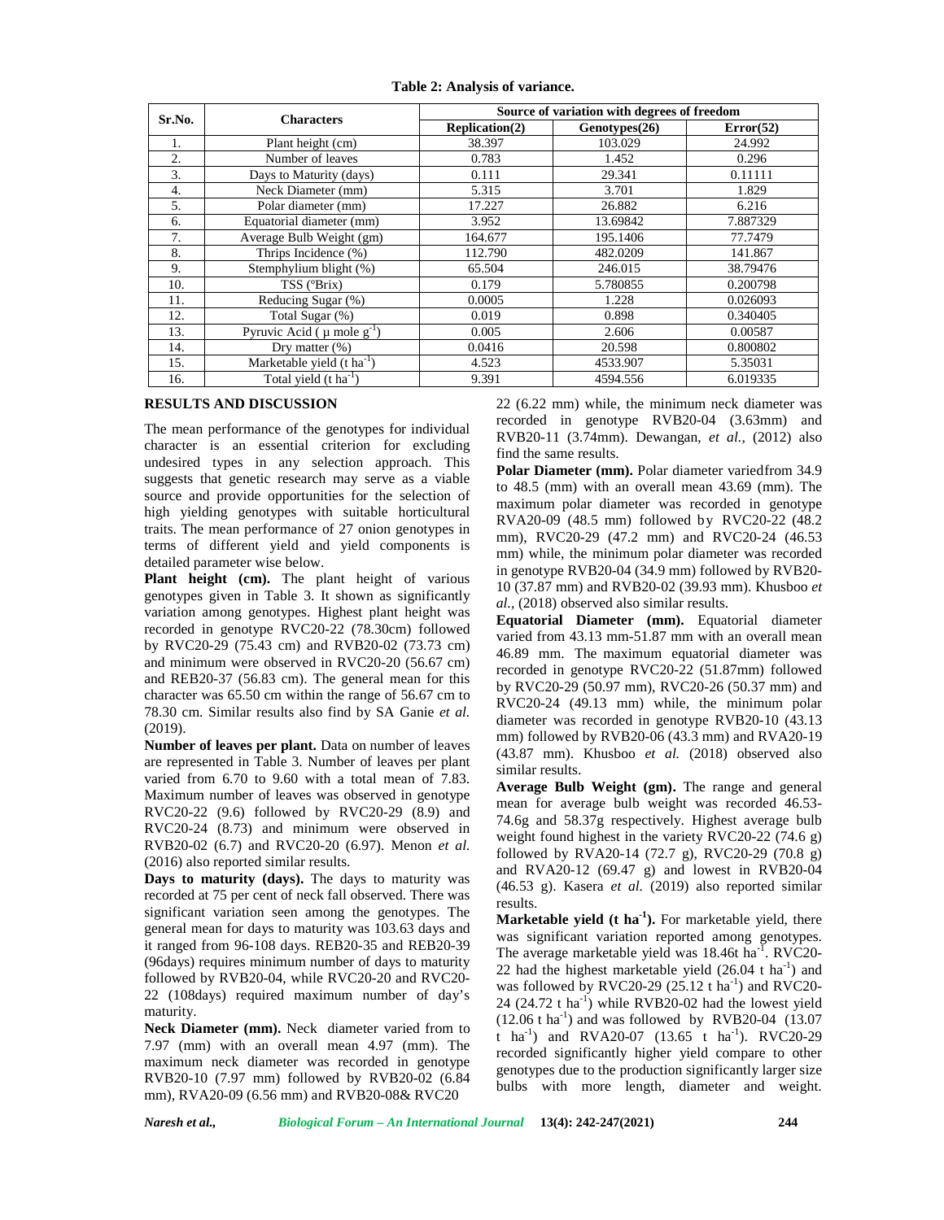**Table 2: Analysis of variance.**

| Sr.No. | Characters | Source of variation with degrees of freedom | | |
|---|---|---|---|---|
| | | Replication(2) | Genotypes(26) | Error(52) |
| 1. | Plant height (cm) | 38.397 | 103.029 | 24.992 |
| 2. | Number of leaves | 0.783 | 1.452 | 0.296 |
| 3. | Days to Maturity (days) | 0.111 | 29.341 | 0.11111 |
| 4. | Neck Diameter (mm) | 5.315 | 3.701 | 1.829 |
| 5. | Polar diameter (mm) | 17.227 | 26.882 | 6.216 |
| 6. | Equatorial diameter (mm) | 3.952 | 13.69842 | 7.887329 |
| 7. | Average Bulb Weight (gm) | 164.677 | 195.1406 | 77.7479 |
| 8. | Thrips Incidence (%) | 112.790 | 482.0209 | 141.867 |
| 9. | Stemphylium blight (%) | 65.504 | 246.015 | 38.79476 |
| 10. | TSS (°Brix) | 0.179 | 5.780855 | 0.200798 |
| 11. | Reducing Sugar (%) | 0.0005 | 1.228 | 0.026093 |
| 12. | Total Sugar (%) | 0.019 | 0.898 | 0.340405 |
| 13. | Pyruvic Acid ( μ mole $g^{-1}$) | 0.005 | 2.606 | 0.00587 |
| 14. | Dry matter (%) | 0.0416 | 20.598 | 0.800802 |
| 15. | Marketable yield (t $ha^{-1}$) | 4.523 | 4533.907 | 5.35031 |
| 16. | Total yield (t $ha^{-1}$) | 9.391 | 4594.556 | 6.019335 |

## RESULTS AND DISCUSSION

The mean performance of the genotypes for individual character is an essential criterion for excluding undesired types in any selection approach. This suggests that genetic research may serve as a viable source and provide opportunities for the selection of high yielding genotypes with suitable horticultural traits. The mean performance of 27 onion genotypes in terms of different yield and yield components is detailed parameter wise below.

**Plant height (cm).** The plant height of various genotypes given in Table 3. It shown as significantly variation among genotypes. Highest plant height was recorded in genotype RVC20-22 (78.30cm) followed by RVC20-29 (75.43 cm) and RVB20-02 (73.73 cm) and minimum were observed in RVC20-20 (56.67 cm) and REB20-37 (56.83 cm). The general mean for this character was 65.50 cm within the range of 56.67 cm to 78.30 cm. Similar results also find by SA Ganie *et al.* (2019).

**Number of leaves per plant.** Data on number of leaves are represented in Table 3. Number of leaves per plant varied from 6.70 to 9.60 with a total mean of 7.83. Maximum number of leaves was observed in genotype RVC20-22 (9.6) followed by RVC20-29 (8.9) and RVC20-24 (8.73) and minimum were observed in RVB20-02 (6.7) and RVC20-20 (6.97). Menon *et al.* (2016) also reported similar results.

**Days to maturity (days).** The days to maturity was recorded at 75 per cent of neck fall observed. There was significant variation seen among the genotypes. The general mean for days to maturity was 103.63 days and it ranged from 96-108 days. REB20-35 and REB20-39 (96days) requires minimum number of days to maturity followed by RVB20-04, while RVC20-20 and RVC20-22 (108days) required maximum number of day's maturity.

**Neck Diameter (mm).** Neck diameter varied from to 7.97 (mm) with an overall mean 4.97 (mm). The maximum neck diameter was recorded in genotype RVB20-10 (7.97 mm) followed by RVB20-02 (6.84 mm), RVA20-09 (6.56 mm) and RVB20-08& RVC20 22 (6.22 mm) while, the minimum neck diameter was recorded in genotype RVB20-04 (3.63mm) and RVB20-11 (3.74mm). Dewangan, *et al.*, (2012) also find the same results.

**Polar Diameter (mm).** Polar diameter variedfrom 34.9 to 48.5 (mm) with an overall mean 43.69 (mm). The maximum polar diameter was recorded in genotype RVA20-09 (48.5 mm) followed by RVC20-22 (48.2 mm), RVC20-29 (47.2 mm) and RVC20-24 (46.53 mm) while, the minimum polar diameter was recorded in genotype RVB20-04 (34.9 mm) followed by RVB20-10 (37.87 mm) and RVB20-02 (39.93 mm). Khusboo *et al.*, (2018) observed also similar results.

**Equatorial Diameter (mm).** Equatorial diameter varied from 43.13 mm-51.87 mm with an overall mean 46.89 mm. The maximum equatorial diameter was recorded in genotype RVC20-22 (51.87mm) followed by RVC20-29 (50.97 mm), RVC20-26 (50.37 mm) and RVC20-24 (49.13 mm) while, the minimum polar diameter was recorded in genotype RVB20-10 (43.13 mm) followed by RVB20-06 (43.3 mm) and RVA20-19 (43.87 mm). Khusboo *et al.* (2018) observed also similar results.

**Average Bulb Weight (gm).** The range and general mean for average bulb weight was recorded 46.53-74.6g and 58.37g respectively. Highest average bulb weight found highest in the variety RVC20-22 (74.6 g) followed by RVA20-14 (72.7 g), RVC20-29 (70.8 g) and RVA20-12 (69.47 g) and lowest in RVB20-04 (46.53 g). Kasera *et al.* (2019) also reported similar results.

**Marketable yield (t $ha^{-1}$).** For marketable yield, there was significant variation reported among genotypes. The average marketable yield was 18.46t $ha^{-1}$. RVC20-22 had the highest marketable yield (26.04 t $ha^{-1}$) and was followed by RVC20-29 (25.12 t $ha^{-1}$) and RVC20-24 (24.72 t $ha^{-1}$) while RVB20-02 had the lowest yield (12.06 t $ha^{-1}$) and was followed by RVB20-04 (13.07 t $ha^{-1}$) and RVA20-07 (13.65 t $ha^{-1}$). RVC20-29 recorded significantly higher yield compare to other genotypes due to the production significantly larger size bulbs with more length, diameter and weight.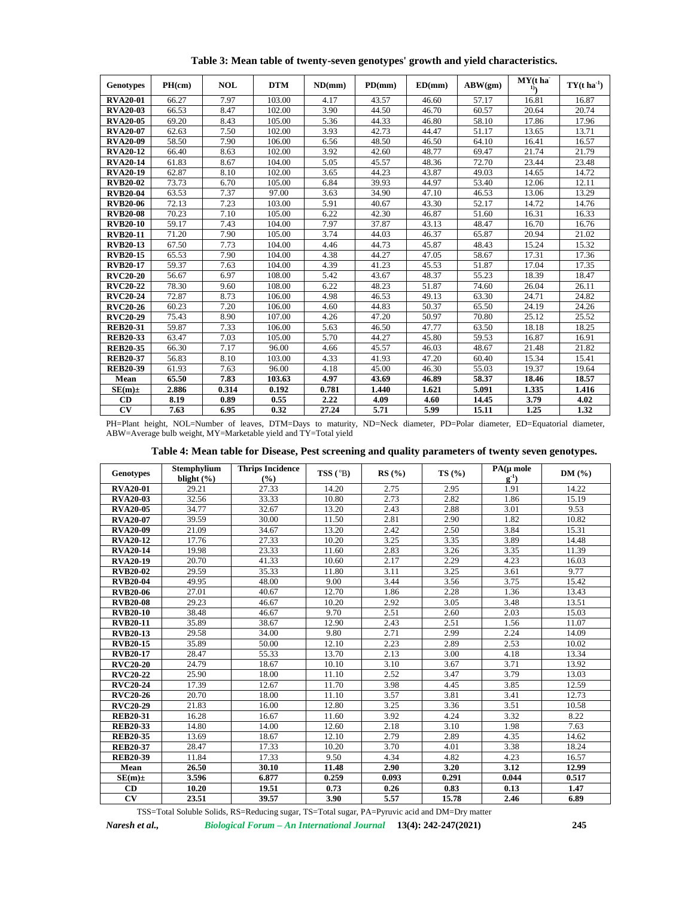**Table 3: Mean table of twenty-seven genotypes' growth and yield characteristics.**

| Genotypes | PH(cm) | NOL | DTM | ND(mm) | PD(mm) | ED(mm) | ABW(gm) | MY(t $ha^{-1}$) | TY(t $ha^{-1}$) |
|---|---|---|---|---|---|---|---|---|---|
| **RVA20-01** | 66.27 | 7.97 | 103.00 | 4.17 | 43.57 | 46.60 | 57.17 | 16.81 | 16.87 |
| **RVA20-03** | 66.53 | 8.47 | 102.00 | 3.90 | 44.50 | 46.70 | 60.57 | 20.64 | 20.74 |
| **RVA20-05** | 69.20 | 8.43 | 105.00 | 5.36 | 44.33 | 46.80 | 58.10 | 17.86 | 17.96 |
| **RVA20-07** | 62.63 | 7.50 | 102.00 | 3.93 | 42.73 | 44.47 | 51.17 | 13.65 | 13.71 |
| **RVA20-09** | 58.50 | 7.90 | 106.00 | 6.56 | 48.50 | 46.50 | 64.10 | 16.41 | 16.57 |
| **RVA20-12** | 66.40 | 8.63 | 102.00 | 3.92 | 42.60 | 48.77 | 69.47 | 21.74 | 21.79 |
| **RVA20-14** | 61.83 | 8.67 | 104.00 | 5.05 | 45.57 | 48.36 | 72.70 | 23.44 | 23.48 |
| **RVA20-19** | 62.87 | 8.10 | 102.00 | 3.65 | 44.23 | 43.87 | 49.03 | 14.65 | 14.72 |
| **RVB20-02** | 73.73 | 6.70 | 105.00 | 6.84 | 39.93 | 44.97 | 53.40 | 12.06 | 12.11 |
| **RVB20-04** | 63.53 | 7.37 | 97.00 | 3.63 | 34.90 | 47.10 | 46.53 | 13.06 | 13.29 |
| **RVB20-06** | 72.13 | 7.23 | 103.00 | 5.91 | 40.67 | 43.30 | 52.17 | 14.72 | 14.76 |
| **RVB20-08** | 70.23 | 7.10 | 105.00 | 6.22 | 42.30 | 46.87 | 51.60 | 16.31 | 16.33 |
| **RVB20-10** | 59.17 | 7.43 | 104.00 | 7.97 | 37.87 | 43.13 | 48.47 | 16.70 | 16.76 |
| **RVB20-11** | 71.20 | 7.90 | 105.00 | 3.74 | 44.03 | 46.37 | 65.87 | 20.94 | 21.02 |
| **RVB20-13** | 67.50 | 7.73 | 104.00 | 4.46 | 44.73 | 45.87 | 48.43 | 15.24 | 15.32 |
| **RVB20-15** | 65.53 | 7.90 | 104.00 | 4.38 | 44.27 | 47.05 | 58.67 | 17.31 | 17.36 |
| **RVB20-17** | 59.37 | 7.63 | 104.00 | 4.39 | 41.23 | 45.53 | 51.87 | 17.04 | 17.35 |
| **RVC20-20** | 56.67 | 6.97 | 108.00 | 5.42 | 43.67 | 48.37 | 55.23 | 18.39 | 18.47 |
| **RVC20-22** | 78.30 | 9.60 | 108.00 | 6.22 | 48.23 | 51.87 | 74.60 | 26.04 | 26.11 |
| **RVC20-24** | 72.87 | 8.73 | 106.00 | 4.98 | 46.53 | 49.13 | 63.30 | 24.71 | 24.82 |
| **RVC20-26** | 60.23 | 7.20 | 106.00 | 4.60 | 44.83 | 50.37 | 65.50 | 24.19 | 24.26 |
| **RVC20-29** | 75.43 | 8.90 | 107.00 | 4.26 | 47.20 | 50.97 | 70.80 | 25.12 | 25.52 |
| **REB20-31** | 59.87 | 7.33 | 106.00 | 5.63 | 46.50 | 47.77 | 63.50 | 18.18 | 18.25 |
| **REB20-33** | 63.47 | 7.03 | 105.00 | 5.70 | 44.27 | 45.80 | 59.53 | 16.87 | 16.91 |
| **REB20-35** | 66.30 | 7.17 | 96.00 | 4.66 | 45.57 | 46.03 | 48.67 | 21.48 | 21.82 |
| **REB20-37** | 56.83 | 8.10 | 103.00 | 4.33 | 41.93 | 47.20 | 60.40 | 15.34 | 15.41 |
| **REB20-39** | 61.93 | 7.63 | 96.00 | 4.18 | 45.00 | 46.30 | 55.03 | 19.37 | 19.64 |
| **Mean** | **65.50** | **7.83** | **103.63** | **4.97** | **43.69** | **46.89** | **58.37** | **18.46** | **18.57** |
| **SE(m)±** | **2.886** | **0.314** | **0.192** | **0.781** | **1.440** | **1.621** | **5.091** | **1.335** | **1.416** |
| **CD** | **8.19** | **0.89** | **0.55** | **2.22** | **4.09** | **4.60** | **14.45** | **3.79** | **4.02** |
| **CV** | **7.63** | **6.95** | **0.32** | **27.24** | **5.71** | **5.99** | **15.11** | **1.25** | **1.32** |

PH=Plant height, NOL=Number of leaves, DTM=Days to maturity, ND=Neck diameter, PD=Polar diameter, ED=Equatorial diameter, ABW=Average bulb weight, MY=Marketable yield and TY=Total yield

**Table 4: Mean table for Disease, Pest screening and quality parameters of twenty seven genotypes.**

| Genotypes | Stemphylium blight (%) | Thrips Incidence (%) | TSS (°B) | RS (%) | TS (%) | PA(μ mole $g^{-1}$) | DM (%) |
|---|---|---|---|---|---|---|---|
| **RVA20-01** | 29.21 | 27.33 | 14.20 | 2.75 | 2.95 | 1.91 | 14.22 |
| **RVA20-03** | 32.56 | 33.33 | 10.80 | 2.73 | 2.82 | 1.86 | 15.19 |
| **RVA20-05** | 34.77 | 32.67 | 13.20 | 2.43 | 2.88 | 3.01 | 9.53 |
| **RVA20-07** | 39.59 | 30.00 | 11.50 | 2.81 | 2.90 | 1.82 | 10.82 |
| **RVA20-09** | 21.09 | 34.67 | 13.20 | 2.42 | 2.50 | 3.84 | 15.31 |
| **RVA20-12** | 17.76 | 27.33 | 10.20 | 3.25 | 3.35 | 3.89 | 14.48 |
| **RVA20-14** | 19.98 | 23.33 | 11.60 | 2.83 | 3.26 | 3.35 | 11.39 |
| **RVA20-19** | 20.70 | 41.33 | 10.60 | 2.17 | 2.29 | 4.23 | 16.03 |
| **RVB20-02** | 29.59 | 35.33 | 11.80 | 3.11 | 3.25 | 3.61 | 9.77 |
| **RVB20-04** | 49.95 | 48.00 | 9.00 | 3.44 | 3.56 | 3.75 | 15.42 |
| **RVB20-06** | 27.01 | 40.67 | 12.70 | 1.86 | 2.28 | 1.36 | 13.43 |
| **RVB20-08** | 29.23 | 46.67 | 10.20 | 2.92 | 3.05 | 3.48 | 13.51 |
| **RVB20-10** | 38.48 | 46.67 | 9.70 | 2.51 | 2.60 | 2.03 | 15.03 |
| **RVB20-11** | 35.89 | 38.67 | 12.90 | 2.43 | 2.51 | 1.56 | 11.07 |
| **RVB20-13** | 29.58 | 34.00 | 9.80 | 2.71 | 2.99 | 2.24 | 14.09 |
| **RVB20-15** | 35.89 | 50.00 | 12.10 | 2.23 | 2.89 | 2.53 | 10.02 |
| **RVB20-17** | 28.47 | 55.33 | 13.70 | 2.13 | 3.00 | 4.18 | 13.34 |
| **RVC20-20** | 24.79 | 18.67 | 10.10 | 3.10 | 3.67 | 3.71 | 13.92 |
| **RVC20-22** | 25.90 | 18.00 | 11.10 | 2.52 | 3.47 | 3.79 | 13.03 |
| **RVC20-24** | 17.39 | 12.67 | 11.70 | 3.98 | 4.45 | 3.85 | 12.59 |
| **RVC20-26** | 20.70 | 18.00 | 11.10 | 3.57 | 3.81 | 3.41 | 12.73 |
| **RVC20-29** | 21.83 | 16.00 | 12.80 | 3.25 | 3.36 | 3.51 | 10.58 |
| **REB20-31** | 16.28 | 16.67 | 11.60 | 3.92 | 4.24 | 3.32 | 8.22 |
| **REB20-33** | 14.80 | 14.00 | 12.60 | 2.18 | 3.10 | 1.98 | 7.63 |
| **REB20-35** | 13.69 | 18.67 | 12.10 | 2.79 | 2.89 | 4.35 | 14.62 |
| **REB20-37** | 28.47 | 17.33 | 10.20 | 3.70 | 4.01 | 3.38 | 18.24 |
| **REB20-39** | 11.84 | 17.33 | 9.50 | 4.34 | 4.82 | 4.23 | 16.57 |
| **Mean** | **26.50** | **30.10** | **11.48** | **2.90** | **3.20** | **3.12** | **12.99** |
| **SE(m)±** | **3.596** | **6.877** | **0.259** | **0.093** | **0.291** | **0.044** | **0.517** |
| **CD** | **10.20** | **19.51** | **0.73** | **0.26** | **0.83** | **0.13** | **1.47** |
| **CV** | **23.51** | **39.57** | **3.90** | **5.57** | **15.78** | **2.46** | **6.89** |

TSS=Total Soluble Solids, RS=Reducing sugar, TS=Total sugar, PA=Pyruvic acid and DM=Dry matter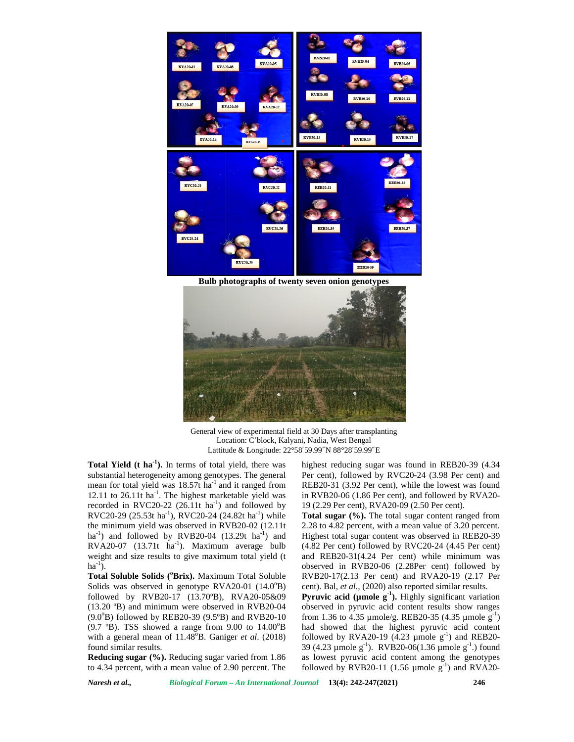Bulb photographs of twenty seven onion genotypes

General view of experimental field at 30 Days after transplanting
Location: C'block, Kalyani, Nadia, West Bengal
Lattitude & Longitude: 22°58′59.99″N 88°28′59.99″E

**Total Yield (t ha$^{-1}$).** In terms of total yield, there was substantial heterogeneity among genotypes. The general mean for total yield was 18.57t ha$^{-1}$ and it ranged from 12.11 to 26.11t ha$^{-1}$. The highest marketable yield was recorded in RVC20-22 (26.11t ha$^{-1}$) and followed by RVC20-29 (25.53t ha$^{-1}$), RVC20-24 (24.82t ha$^{-1}$) while the minimum yield was observed in RVB20-02 (12.11t ha$^{-1}$) and followed by RVB20-04 (13.29t ha$^{-1}$) and RVA20-07 (13.71t ha$^{-1}$). Maximum average bulb weight and size results to give maximum total yield (t ha$^{-1}$).

**Total Soluble Solids ($^{o}$Brix).** Maximum Total Soluble Solids was observed in genotype RVA20-01 (14.0$^{o}$B) followed by RVB20-17 (13.70ºB), RVA20-05&09 (13.20 ºB) and minimum were observed in RVB20-04 (9.0$^{o}$B) followed by REB20-39 (9.5ºB) and RVB20-10 (9.7 ºB). TSS showed a range from 9.00 to 14.00$^{o}$B with a general mean of 11.48$^{o}$B. Ganiger *et al*. (2018) found similar results.

**Reducing sugar (%).** Reducing sugar varied from 1.86 to 4.34 percent, with a mean value of 2.90 percent. The highest reducing sugar was found in REB20-39 (4.34 Per cent), followed by RVC20-24 (3.98 Per cent) and REB20-31 (3.92 Per cent), while the lowest was found in RVB20-06 (1.86 Per cent), and followed by RVA20-19 (2.29 Per cent), RVA20-09 (2.50 Per cent).

**Total sugar (%).** The total sugar content ranged from 2.28 to 4.82 percent, with a mean value of 3.20 percent. Highest total sugar content was observed in REB20-39 (4.82 Per cent) followed by RVC20-24 (4.45 Per cent) and REB20-31(4.24 Per cent) while minimum was observed in RVB20-06 (2.28Per cent) followed by RVB20-17(2.13 Per cent) and RVA20-19 (2.17 Per cent). Bal, *et al.*, (2020) also reported similar results.

**Pyruvic acid (µmole g$^{-1}$).** Highly significant variation observed in pyruvic acid content results show ranges from 1.36 to 4.35 µmole/g. REB20-35 (4.35 µmole g$^{-1}$) had showed that the highest pyruvic acid content followed by RVA20-19 (4.23 µmole g$^{-1}$) and REB20-39 (4.23 µmole g$^{-1}$). RVB20-06(1.36 µmole g$^{-1}$.) found as lowest pyruvic acid content among the genotypes followed by RVB20-11 (1.56 µmole g$^{-1}$) and RVA20-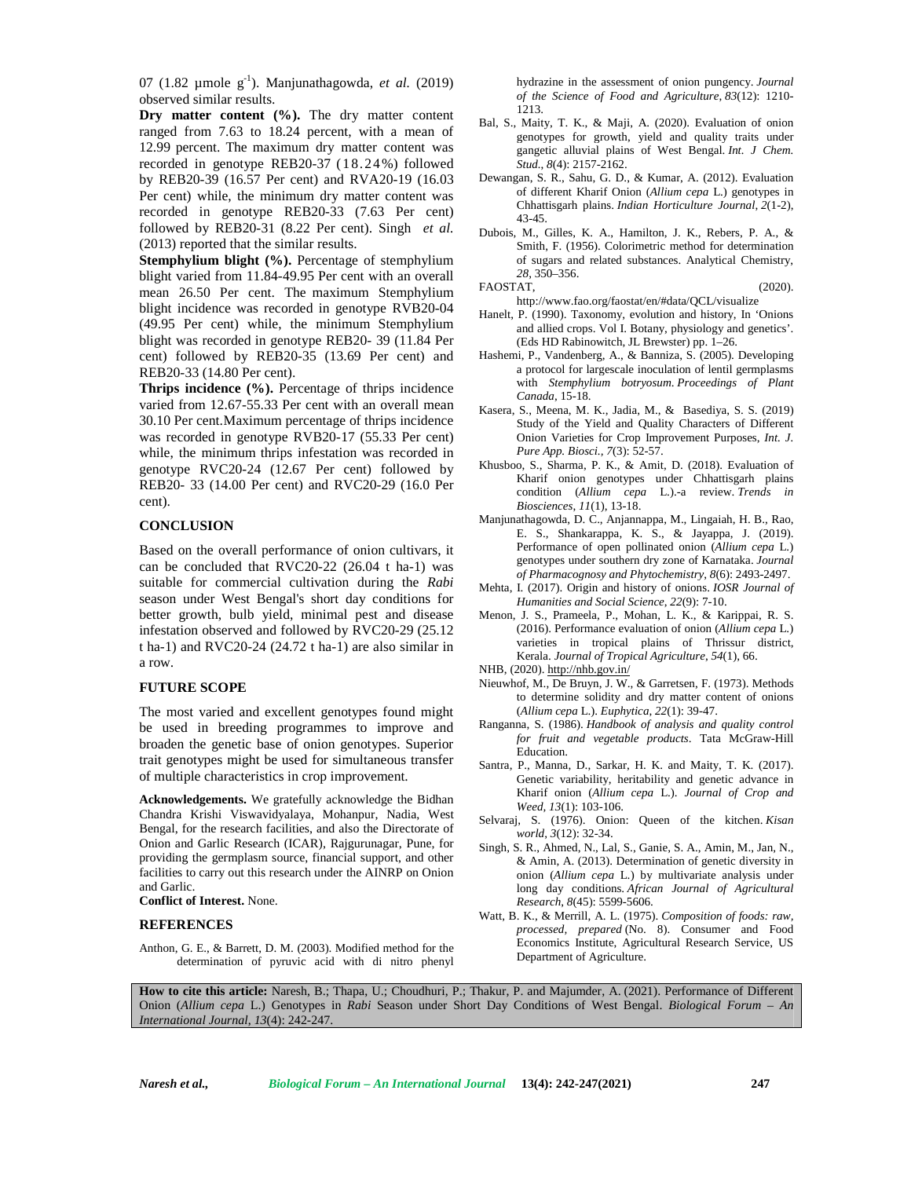07 (1.82 µmole $g^{-1}$). Manjunathagowda, *et al.* (2019) observed similar results.

**Dry matter content (%).** The dry matter content ranged from 7.63 to 18.24 percent, with a mean of 12.99 percent. The maximum dry matter content was recorded in genotype REB20-37 (18.24%) followed by REB20-39 (16.57 Per cent) and RVA20-19 (16.03 Per cent) while, the minimum dry matter content was recorded in genotype REB20-33 (7.63 Per cent) followed by REB20-31 (8.22 Per cent). Singh *et al.* (2013) reported that the similar results.

**Stemphylium blight (%).** Percentage of stemphylium blight varied from 11.84-49.95 Per cent with an overall mean 26.50 Per cent. The maximum Stemphylium blight incidence was recorded in genotype RVB20-04 (49.95 Per cent) while, the minimum Stemphylium blight was recorded in genotype REB20- 39 (11.84 Per cent) followed by REB20-35 (13.69 Per cent) and REB20-33 (14.80 Per cent).

**Thrips incidence (%).** Percentage of thrips incidence varied from 12.67-55.33 Per cent with an overall mean 30.10 Per cent.Maximum percentage of thrips incidence was recorded in genotype RVB20-17 (55.33 Per cent) while, the minimum thrips infestation was recorded in genotype RVC20-24 (12.67 Per cent) followed by REB20- 33 (14.00 Per cent) and RVC20-29 (16.0 Per cent).

## CONCLUSION

Based on the overall performance of onion cultivars, it can be concluded that RVC20-22 (26.04 t ha-1) was suitable for commercial cultivation during the *Rabi* season under West Bengal's short day conditions for better growth, bulb yield, minimal pest and disease infestation observed and followed by RVC20-29 (25.12 t ha-1) and RVC20-24 (24.72 t ha-1) are also similar in a row.

## FUTURE SCOPE

The most varied and excellent genotypes found might be used in breeding programmes to improve and broaden the genetic base of onion genotypes. Superior trait genotypes might be used for simultaneous transfer of multiple characteristics in crop improvement.

**Acknowledgements.** We gratefully acknowledge the Bidhan Chandra Krishi Viswavidyalaya, Mohanpur, Nadia, West Bengal, for the research facilities, and also the Directorate of Onion and Garlic Research (ICAR), Rajgurunagar, Pune, for providing the germplasm source, financial support, and other facilities to carry out this research under the AINRP on Onion and Garlic.

**Conflict of Interest.** None.

## REFERENCES

Anthon, G. E., & Barrett, D. M. (2003). Modified method for the determination of pyruvic acid with di nitro phenyl hydrazine in the assessment of onion pungency. *Journal of the Science of Food and Agriculture*, *83*(12): 1210-1213.

Bal, S., Maity, T. K., & Maji, A. (2020). Evaluation of onion genotypes for growth, yield and quality traits under gangetic alluvial plains of West Bengal. *Int. J Chem. Stud*., *8*(4): 2157-2162.

Dewangan, S. R., Sahu, G. D., & Kumar, A. (2012). Evaluation of different Kharif Onion (*Allium cepa* L.) genotypes in Chhattisgarh plains. *Indian Horticulture Journal*, *2*(1-2), 43-45.

Dubois, M., Gilles, K. A., Hamilton, J. K., Rebers, P. A., & Smith, F. (1956). Colorimetric method for determination of sugars and related substances. Analytical Chemistry, *28*, 350–356.

FAOSTAT, (2020). http://www.fao.org/faostat/en/#data/QCL/visualize

Hanelt, P. (1990). Taxonomy, evolution and history, In 'Onions and allied crops. Vol I. Botany, physiology and genetics'. (Eds HD Rabinowitch, JL Brewster) pp. 1–26.

Hashemi, P., Vandenberg, A., & Banniza, S. (2005). Developing a protocol for largescale inoculation of lentil germplasms with *Stemphylium botryosum*. *Proceedings of Plant Canada*, 15-18.

Kasera, S., Meena, M. K., Jadia, M., & Basediya, S. S. (2019) Study of the Yield and Quality Characters of Different Onion Varieties for Crop Improvement Purposes, *Int. J. Pure App. Biosci., 7*(3): 52-57.

Khusboo, S., Sharma, P. K., & Amit, D. (2018). Evaluation of Kharif onion genotypes under Chhattisgarh plains condition (*Allium cepa* L.).-a review. *Trends in Biosciences*, *11*(1), 13-18.

Manjunathagowda, D. C., Anjannappa, M., Lingaiah, H. B., Rao, E. S., Shankarappa, K. S., & Jayappa, J. (2019). Performance of open pollinated onion (*Allium cepa* L.) genotypes under southern dry zone of Karnataka. *Journal of Pharmacognosy and Phytochemistry*, *8*(6): 2493-2497.

Mehta, I. (2017). Origin and history of onions. *IOSR Journal of Humanities and Social Science*, *22*(9): 7-10.

Menon, J. S., Prameela, P., Mohan, L. K., & Karippai, R. S. (2016). Performance evaluation of onion (*Allium cepa* L.) varieties in tropical plains of Thrissur district, Kerala. *Journal of Tropical Agriculture*, *54*(1), 66.

NHB, (2020). http://nhb.gov.in/

Nieuwhof, M., De Bruyn, J. W., & Garretsen, F. (1973). Methods to determine solidity and dry matter content of onions (*Allium cepa* L.). *Euphytica*, *22*(1): 39-47.

Ranganna, S. (1986). *Handbook of analysis and quality control for fruit and vegetable products*. Tata McGraw-Hill Education.

Santra, P., Manna, D., Sarkar, H. K. and Maity, T. K. (2017). Genetic variability, heritability and genetic advance in Kharif onion (*Allium cepa* L.). *Journal of Crop and Weed*, *13*(1): 103-106.

Selvaraj, S. (1976). Onion: Queen of the kitchen. *Kisan world*, *3*(12): 32-34.

Singh, S. R., Ahmed, N., Lal, S., Ganie, S. A., Amin, M., Jan, N., & Amin, A. (2013). Determination of genetic diversity in onion (*Allium cepa* L.) by multivariate analysis under long day conditions. *African Journal of Agricultural Research*, *8*(45): 5599-5606.

Watt, B. K., & Merrill, A. L. (1975). *Composition of foods: raw, processed, prepared* (No. 8). Consumer and Food Economics Institute, Agricultural Research Service, US Department of Agriculture.

**How to cite this article:** Naresh, B.; Thapa, U.; Choudhuri, P.; Thakur, P. and Majumder, A. (2021). Performance of Different Onion (*Allium cepa* L.) Genotypes in *Rabi* Season under Short Day Conditions of West Bengal. *Biological Forum – An International Journal*, *13*(4): 242-247.